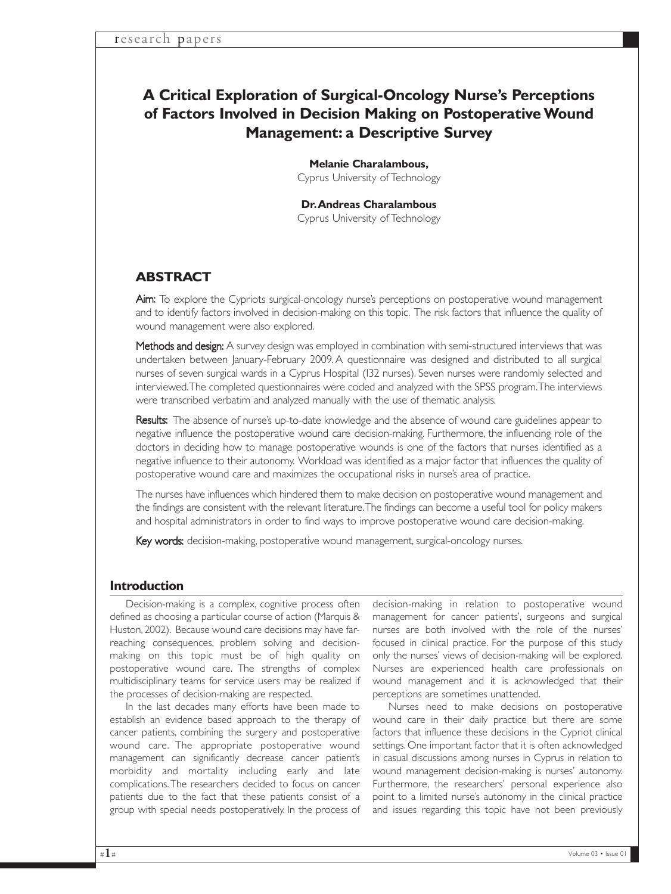# A Critical Exploration of Surgical-Oncology Nurse's Perceptions of Factors Involved in Decision Making on Postoperative Wound Management: a Descriptive Survey

**Melanie Charalambous,**
Cyprus University of Technology

**Dr. Andreas Charalambous**
Cyprus University of Technology

## ABSTRACT

**Aim:** To explore the Cypriots surgical-oncology nurse's perceptions on postoperative wound management and to identify factors involved in decision-making on this topic. The risk factors that influence the quality of wound management were also explored.

**Methods and design:** A survey design was employed in combination with semi-structured interviews that was undertaken between January-February 2009. A questionnaire was designed and distributed to all surgical nurses of seven surgical wards in a Cyprus Hospital (132 nurses). Seven nurses were randomly selected and interviewed. The completed questionnaires were coded and analyzed with the SPSS program. The interviews were transcribed verbatim and analyzed manually with the use of thematic analysis.

**Results:** The absence of nurse's up-to-date knowledge and the absence of wound care guidelines appear to negative influence the postoperative wound care decision-making. Furthermore, the influencing role of the doctors in deciding how to manage postoperative wounds is one of the factors that nurses identified as a negative influence to their autonomy. Workload was identified as a major factor that influences the quality of postoperative wound care and maximizes the occupational risks in nurse's area of practice.

The nurses have influences which hindered them to make decision on postoperative wound management and the findings are consistent with the relevant literature. The findings can become a useful tool for policy makers and hospital administrators in order to find ways to improve postoperative wound care decision-making.

**Key words:** decision-making, postoperative wound management, surgical-oncology nurses.

## Introduction

Decision-making is a complex, cognitive process often defined as choosing a particular course of action (Marquis & Huston, 2002). Because wound care decisions may have far-reaching consequences, problem solving and decision-making on this topic must be of high quality on postoperative wound care. The strengths of complex multidisciplinary teams for service users may be realized if the processes of decision-making are respected.

In the last decades many efforts have been made to establish an evidence based approach to the therapy of cancer patients, combining the surgery and postoperative wound care. The appropriate postoperative wound management can significantly decrease cancer patient's morbidity and mortality including early and late complications. The researchers decided to focus on cancer patients due to the fact that these patients consist of a group with special needs postoperatively. In the process of decision-making in relation to postoperative wound management for cancer patients', surgeons and surgical nurses are both involved with the role of the nurses' focused in clinical practice. For the purpose of this study only the nurses' views of decision-making will be explored. Nurses are experienced health care professionals on wound management and it is acknowledged that their perceptions are sometimes unattended.

Nurses need to make decisions on postoperative wound care in their daily practice but there are some factors that influence these decisions in the Cypriot clinical settings. One important factor that it is often acknowledged in casual discussions among nurses in Cyprus in relation to wound management decision-making is nurses' autonomy. Furthermore, the researchers' personal experience also point to a limited nurse's autonomy in the clinical practice and issues regarding this topic have not been previously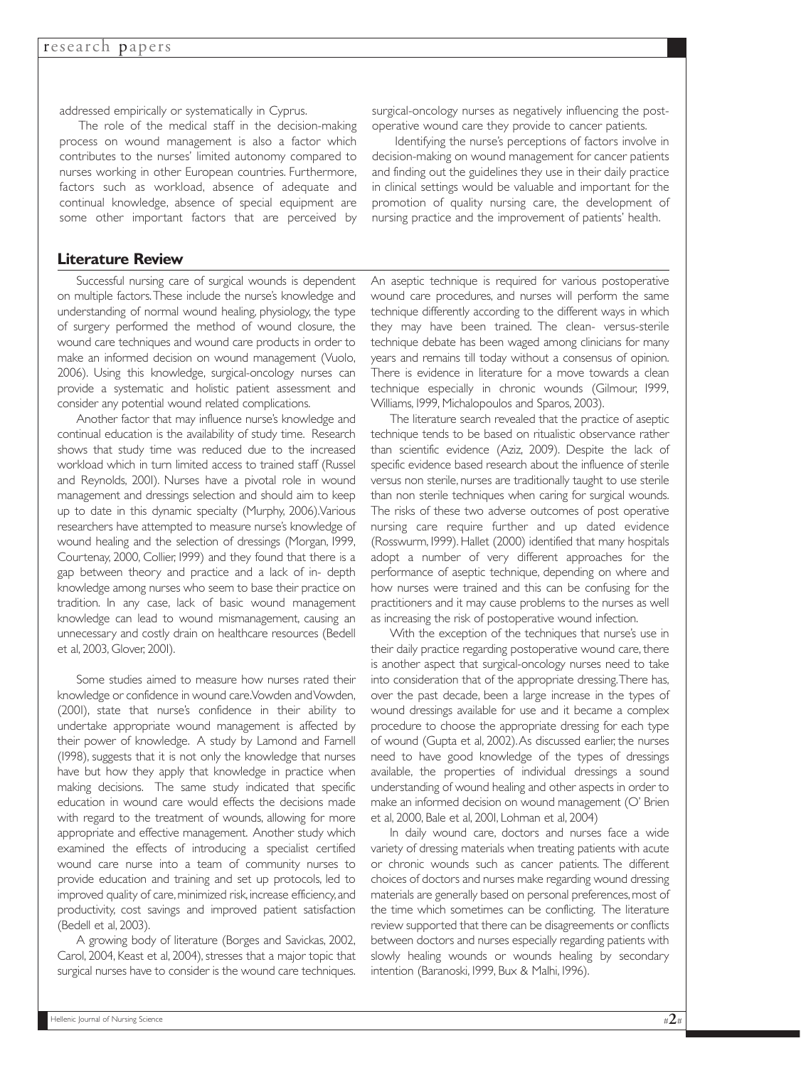addressed empirically or systematically in Cyprus.

The role of the medical staff in the decision-making process on wound management is also a factor which contributes to the nurses' limited autonomy compared to nurses working in other European countries. Furthermore, factors such as workload, absence of adequate and continual knowledge, absence of special equipment are some other important factors that are perceived by surgical-oncology nurses as negatively influencing the post-operative wound care they provide to cancer patients.

Identifying the nurse's perceptions of factors involve in decision-making on wound management for cancer patients and finding out the guidelines they use in their daily practice in clinical settings would be valuable and important for the promotion of quality nursing care, the development of nursing practice and the improvement of patients' health.

## Literature Review

Successful nursing care of surgical wounds is dependent on multiple factors. These include the nurse's knowledge and understanding of normal wound healing, physiology, the type of surgery performed the method of wound closure, the wound care techniques and wound care products in order to make an informed decision on wound management (Vuolo, 2006). Using this knowledge, surgical-oncology nurses can provide a systematic and holistic patient assessment and consider any potential wound related complications.

Another factor that may influence nurse's knowledge and continual education is the availability of study time. Research shows that study time was reduced due to the increased workload which in turn limited access to trained staff (Russel and Reynolds, 2001). Nurses have a pivotal role in wound management and dressings selection and should aim to keep up to date in this dynamic specialty (Murphy, 2006). Various researchers have attempted to measure nurse's knowledge of wound healing and the selection of dressings (Morgan, 1999, Courtenay, 2000, Collier, 1999) and they found that there is a gap between theory and practice and a lack of in- depth knowledge among nurses who seem to base their practice on tradition. In any case, lack of basic wound management knowledge can lead to wound mismanagement, causing an unnecessary and costly drain on healthcare resources (Bedell et al, 2003, Glover, 2001).

Some studies aimed to measure how nurses rated their knowledge or confidence in wound care. Vowden and Vowden, (2001), state that nurse's confidence in their ability to undertake appropriate wound management is affected by their power of knowledge. A study by Lamond and Farnell (1998), suggests that it is not only the knowledge that nurses have but how they apply that knowledge in practice when making decisions. The same study indicated that specific education in wound care would effects the decisions made with regard to the treatment of wounds, allowing for more appropriate and effective management. Another study which examined the effects of introducing a specialist certified wound care nurse into a team of community nurses to provide education and training and set up protocols, led to improved quality of care, minimized risk, increase efficiency, and productivity, cost savings and improved patient satisfaction (Bedell et al, 2003).

A growing body of literature (Borges and Savickas, 2002, Carol, 2004, Keast et al, 2004), stresses that a major topic that surgical nurses have to consider is the wound care techniques. An aseptic technique is required for various postoperative wound care procedures, and nurses will perform the same technique differently according to the different ways in which they may have been trained. The clean- versus-sterile technique debate has been waged among clinicians for many years and remains till today without a consensus of opinion. There is evidence in literature for a move towards a clean technique especially in chronic wounds (Gilmour, 1999, Williams, 1999, Michalopoulos and Sparos, 2003).

The literature search revealed that the practice of aseptic technique tends to be based on ritualistic observance rather than scientific evidence (Aziz, 2009). Despite the lack of specific evidence based research about the influence of sterile versus non sterile, nurses are traditionally taught to use sterile than non sterile techniques when caring for surgical wounds. The risks of these two adverse outcomes of post operative nursing care require further and up dated evidence (Rosswurm, 1999). Hallet (2000) identified that many hospitals adopt a number of very different approaches for the performance of aseptic technique, depending on where and how nurses were trained and this can be confusing for the practitioners and it may cause problems to the nurses as well as increasing the risk of postoperative wound infection.

With the exception of the techniques that nurse's use in their daily practice regarding postoperative wound care, there is another aspect that surgical-oncology nurses need to take into consideration that of the appropriate dressing. There has, over the past decade, been a large increase in the types of wound dressings available for use and it became a complex procedure to choose the appropriate dressing for each type of wound (Gupta et al, 2002). As discussed earlier, the nurses need to have good knowledge of the types of dressings available, the properties of individual dressings a sound understanding of wound healing and other aspects in order to make an informed decision on wound management (O' Brien et al, 2000, Bale et al, 2001, Lohman et al, 2004)

In daily wound care, doctors and nurses face a wide variety of dressing materials when treating patients with acute or chronic wounds such as cancer patients. The different choices of doctors and nurses make regarding wound dressing materials are generally based on personal preferences, most of the time which sometimes can be conflicting. The literature review supported that there can be disagreements or conflicts between doctors and nurses especially regarding patients with slowly healing wounds or wounds healing by secondary intention (Baranoski, 1999, Bux & Malhi, 1996).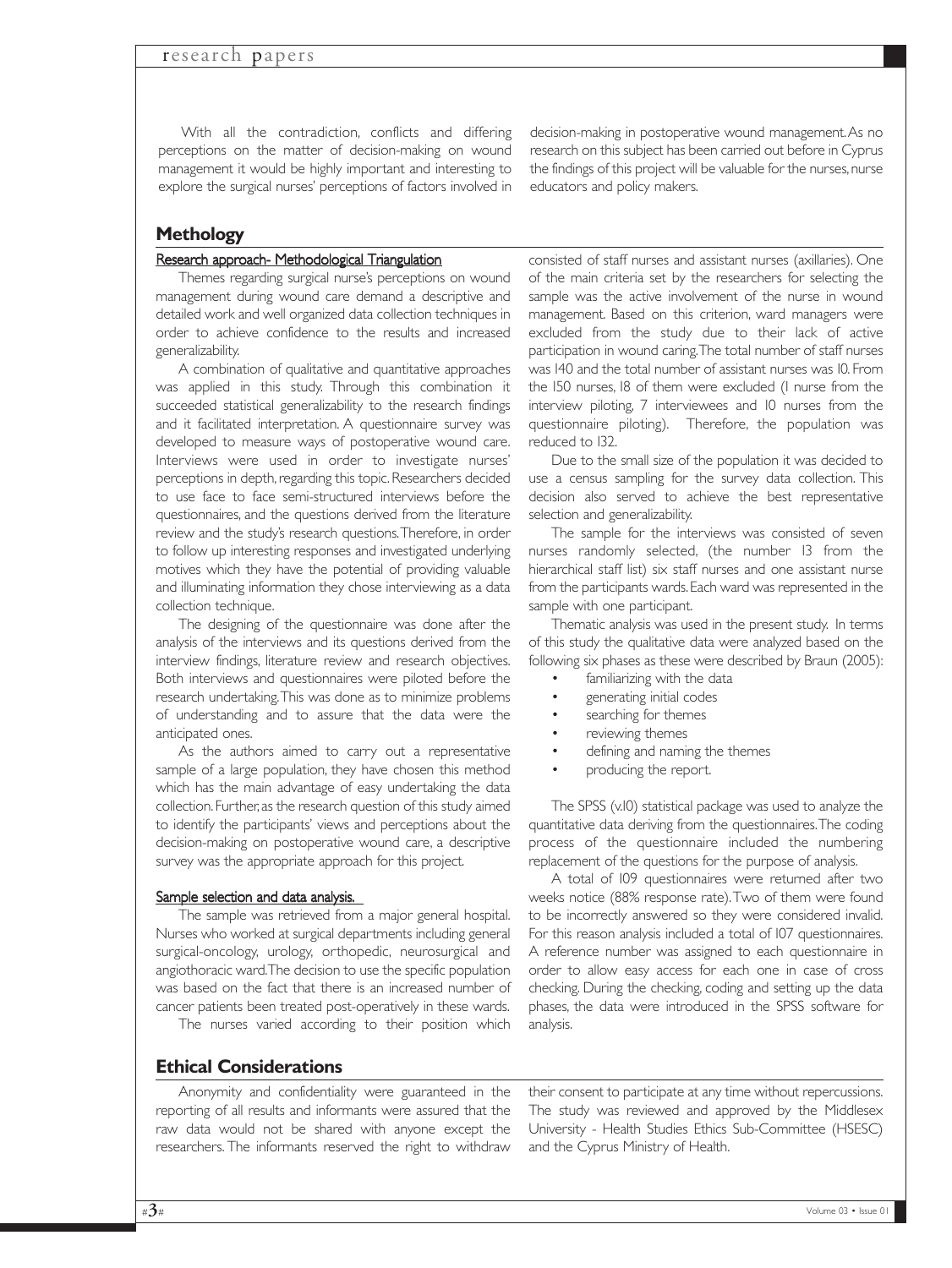With all the contradiction, conflicts and differing perceptions on the matter of decision-making on wound management it would be highly important and interesting to explore the surgical nurses' perceptions of factors involved in decision-making in postoperative wound management. As no research on this subject has been carried out before in Cyprus the findings of this project will be valuable for the nurses, nurse educators and policy makers.

## Methology

### Research approach- Methodological Triangulation

Themes regarding surgical nurse's perceptions on wound management during wound care demand a descriptive and detailed work and well organized data collection techniques in order to achieve confidence to the results and increased generalizability.

A combination of qualitative and quantitative approaches was applied in this study. Through this combination it succeeded statistical generalizability to the research findings and it facilitated interpretation. A questionnaire survey was developed to measure ways of postoperative wound care. Interviews were used in order to investigate nurses' perceptions in depth, regarding this topic. Researchers decided to use face to face semi-structured interviews before the questionnaires, and the questions derived from the literature review and the study's research questions. Therefore, in order to follow up interesting responses and investigated underlying motives which they have the potential of providing valuable and illuminating information they chose interviewing as a data collection technique.

The designing of the questionnaire was done after the analysis of the interviews and its questions derived from the interview findings, literature review and research objectives. Both interviews and questionnaires were piloted before the research undertaking. This was done as to minimize problems of understanding and to assure that the data were the anticipated ones.

As the authors aimed to carry out a representative sample of a large population, they have chosen this method which has the main advantage of easy undertaking the data collection. Further, as the research question of this study aimed to identify the participants' views and perceptions about the decision-making on postoperative wound care, a descriptive survey was the appropriate approach for this project.

### Sample selection and data analysis.

The sample was retrieved from a major general hospital. Nurses who worked at surgical departments including general surgical-oncology, urology, orthopedic, neurosurgical and angiothoracic ward. The decision to use the specific population was based on the fact that there is an increased number of cancer patients been treated post-operatively in these wards.

The nurses varied according to their position which consisted of staff nurses and assistant nurses (axillaries). One of the main criteria set by the researchers for selecting the sample was the active involvement of the nurse in wound management. Based on this criterion, ward managers were excluded from the study due to their lack of active participation in wound caring. The total number of staff nurses was 140 and the total number of assistant nurses was 10. From the 150 nurses, 18 of them were excluded (1 nurse from the interview piloting, 7 interviewees and 10 nurses from the questionnaire piloting). Therefore, the population was reduced to 132.

Due to the small size of the population it was decided to use a census sampling for the survey data collection. This decision also served to achieve the best representative selection and generalizability.

The sample for the interviews was consisted of seven nurses randomly selected, (the number 13 from the hierarchical staff list) six staff nurses and one assistant nurse from the participants wards. Each ward was represented in the sample with one participant.

Thematic analysis was used in the present study. In terms of this study the qualitative data were analyzed based on the following six phases as these were described by Braun (2005):

- familiarizing with the data
- generating initial codes
- searching for themes
- reviewing themes
- defining and naming the themes
- producing the report.

The SPSS (v.10) statistical package was used to analyze the quantitative data deriving from the questionnaires. The coding process of the questionnaire included the numbering replacement of the questions for the purpose of analysis.

A total of 109 questionnaires were returned after two weeks notice (88% response rate). Two of them were found to be incorrectly answered so they were considered invalid. For this reason analysis included a total of 107 questionnaires. A reference number was assigned to each questionnaire in order to allow easy access for each one in case of cross checking. During the checking, coding and setting up the data phases, the data were introduced in the SPSS software for analysis.

## Ethical Considerations

Anonymity and confidentiality were guaranteed in the reporting of all results and informants were assured that the raw data would not be shared with anyone except the researchers. The informants reserved the right to withdraw their consent to participate at any time without repercussions. The study was reviewed and approved by the Middlesex University - Health Studies Ethics Sub-Committee (HSESC) and the Cyprus Ministry of Health.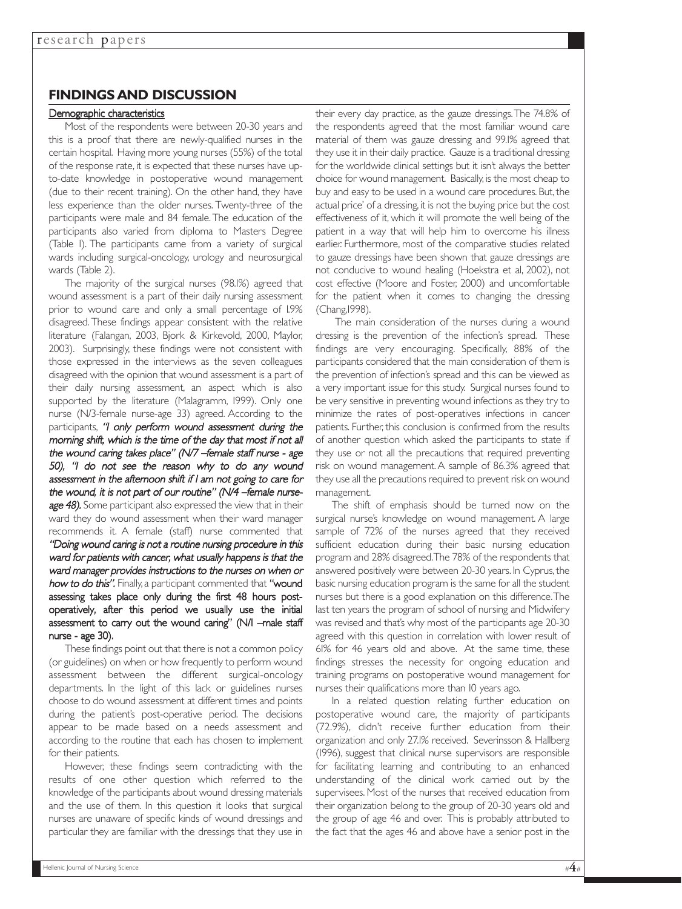## FINDINGS AND DISCUSSION

### Demographic characteristics

Most of the respondents were between 20-30 years and this is a proof that there are newly-qualified nurses in the certain hospital. Having more young nurses (55%) of the total of the response rate, it is expected that these nurses have up-to-date knowledge in postoperative wound management (due to their recent training). On the other hand, they have less experience than the older nurses. Twenty-three of the participants were male and 84 female. The education of the participants also varied from diploma to Masters Degree (Table 1). The participants came from a variety of surgical wards including surgical-oncology, urology and neurosurgical wards (Table 2).

The majority of the surgical nurses (98.1%) agreed that wound assessment is a part of their daily nursing assessment prior to wound care and only a small percentage of 1.9% disagreed. These findings appear consistent with the relative literature (Falangan, 2003, Bjork & Kirkevold, 2000, Maylor, 2003). Surprisingly, these findings were not consistent with those expressed in the interviews as the seven colleagues disagreed with the opinion that wound assessment is a part of their daily nursing assessment, an aspect which is also supported by the literature (Malagramm, 1999). Only one nurse (N/3-female nurse-age 33) agreed. According to the participants, *"I only perform wound assessment during the morning shift, which is the time of the day that most if not all the wound caring takes place" (N/7 –female staff nurse - age 50), "I do not see the reason why to do any wound assessment in the afternoon shift if I am not going to care for the wound, it is not part of our routine" (N/4 –female nurse-age 48).* Some participant also expressed the view that in their ward they do wound assessment when their ward manager recommends it. A female (staff) nurse commented that *"Doing wound caring is not a routine nursing procedure in this ward for patients with cancer, what usually happens is that the ward manager provides instructions to the nurses on when or how to do this".* Finally, a participant commented that "wound assessing takes place only during the first 48 hours post-operatively, after this period we usually use the initial assessment to carry out the wound caring" (N/1 –male staff nurse - age 30).

These findings point out that there is not a common policy (or guidelines) on when or how frequently to perform wound assessment between the different surgical-oncology departments. In the light of this lack or guidelines nurses choose to do wound assessment at different times and points during the patient's post-operative period. The decisions appear to be made based on a needs assessment and according to the routine that each has chosen to implement for their patients.

However, these findings seem contradicting with the results of one other question which referred to the knowledge of the participants about wound dressing materials and the use of them. In this question it looks that surgical nurses are unaware of specific kinds of wound dressings and particular they are familiar with the dressings that they use in their every day practice, as the gauze dressings. The 74.8% of the respondents agreed that the most familiar wound care material of them was gauze dressing and 99.1% agreed that they use it in their daily practice. Gauze is a traditional dressing for the worldwide clinical settings but it isn't always the better choice for wound management. Basically, is the most cheap to buy and easy to be used in a wound care procedures. But, the actual price' of a dressing, it is not the buying price but the cost effectiveness of it, which it will promote the well being of the patient in a way that will help him to overcome his illness earlier. Furthermore, most of the comparative studies related to gauze dressings have been shown that gauze dressings are not conducive to wound healing (Hoekstra et al, 2002), not cost effective (Moore and Foster, 2000) and uncomfortable for the patient when it comes to changing the dressing (Chang,1998).

The main consideration of the nurses during a wound dressing is the prevention of the infection's spread. These findings are very encouraging. Specifically, 88% of the participants considered that the main consideration of them is the prevention of infection's spread and this can be viewed as a very important issue for this study. Surgical nurses found to be very sensitive in preventing wound infections as they try to minimize the rates of post-operatives infections in cancer patients. Further, this conclusion is confirmed from the results of another question which asked the participants to state if they use or not all the precautions that required preventing risk on wound management. A sample of 86.3% agreed that they use all the precautions required to prevent risk on wound management.

The shift of emphasis should be turned now on the surgical nurse's knowledge on wound management. A large sample of 72% of the nurses agreed that they received sufficient education during their basic nursing education program and 28% disagreed. The 78% of the respondents that answered positively were between 20-30 years. In Cyprus, the basic nursing education program is the same for all the student nurses but there is a good explanation on this difference. The last ten years the program of school of nursing and Midwifery was revised and that's why most of the participants age 20-30 agreed with this question in correlation with lower result of 61% for 46 years old and above. At the same time, these findings stresses the necessity for ongoing education and training programs on postoperative wound management for nurses their qualifications more than 10 years ago.

In a related question relating further education on postoperative wound care, the majority of participants (72.9%), didn't receive further education from their organization and only 27.1% received. Severinsson & Hallberg (1996), suggest that clinical nurse supervisors are responsible for facilitating learning and contributing to an enhanced understanding of the clinical work carried out by the supervisees. Most of the nurses that received education from their organization belong to the group of 20-30 years old and the group of age 46 and over. This is probably attributed to the fact that the ages 46 and above have a senior post in the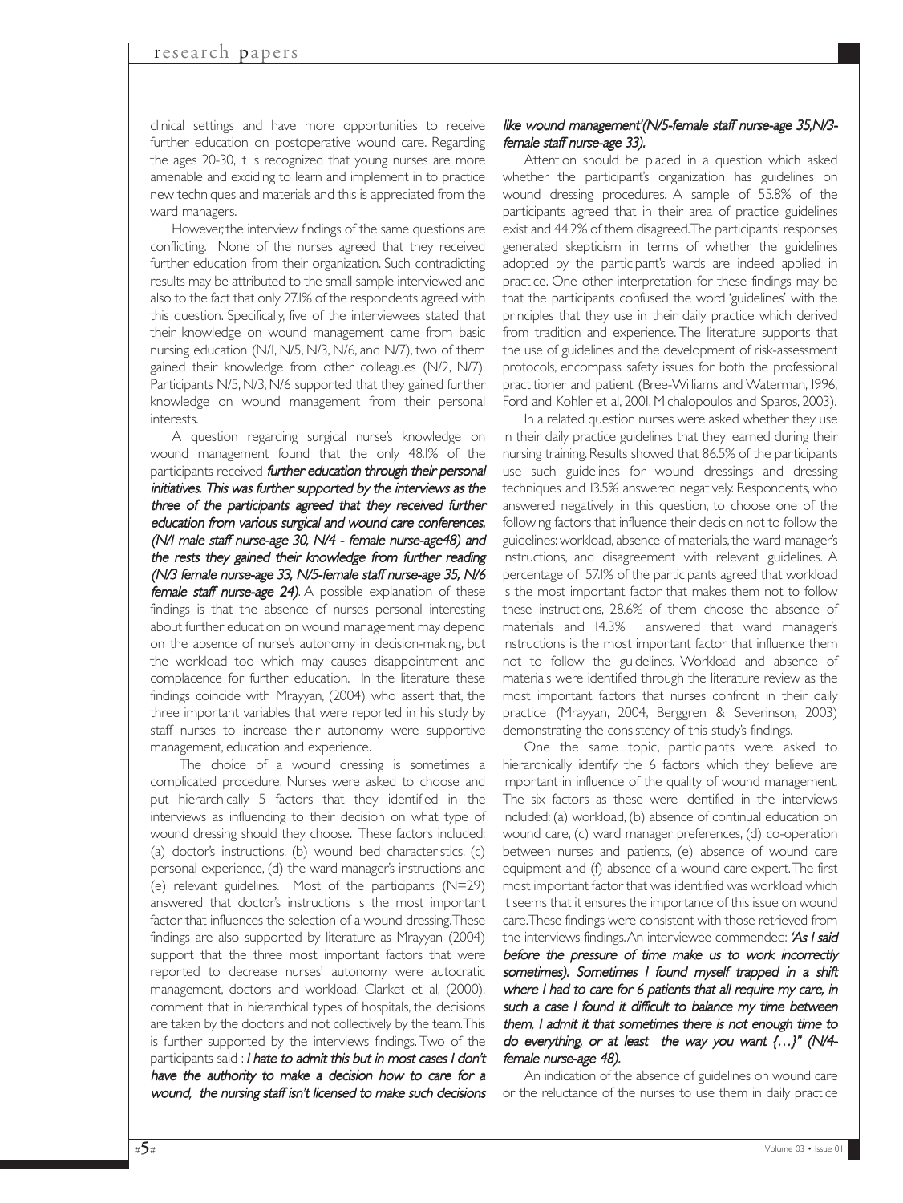clinical settings and have more opportunities to receive further education on postoperative wound care. Regarding the ages 20-30, it is recognized that young nurses are more amenable and exciding to learn and implement in to practice new techniques and materials and this is appreciated from the ward managers.

However, the interview findings of the same questions are conflicting. None of the nurses agreed that they received further education from their organization. Such contradicting results may be attributed to the small sample interviewed and also to the fact that only 27.1% of the respondents agreed with this question. Specifically, five of the interviewees stated that their knowledge on wound management came from basic nursing education (N/1, N/5, N/3, N/6, and N/7), two of them gained their knowledge from other colleagues (N/2, N/7). Participants N/5, N/3, N/6 supported that they gained further knowledge on wound management from their personal interests.

A question regarding surgical nurse's knowledge on wound management found that the only 48.1% of the participants received *further education through their personal initiatives. This was further supported by the interviews as the three of the participants agreed that they received further education from various surgical and wound care conferences. (N/1 male staff nurse-age 30, N/4 - female nurse-age48) and the rests they gained their knowledge from further reading (N/3 female nurse-age 33, N/5-female staff nurse-age 35, N/6 female staff nurse-age 24)*. A possible explanation of these findings is that the absence of nurses personal interesting about further education on wound management may depend on the absence of nurse's autonomy in decision-making, but the workload too which may causes disappointment and complacence for further education. In the literature these findings coincide with Mrayyan, (2004) who assert that, the three important variables that were reported in his study by staff nurses to increase their autonomy were supportive management, education and experience.

The choice of a wound dressing is sometimes a complicated procedure. Nurses were asked to choose and put hierarchically 5 factors that they identified in the interviews as influencing to their decision on what type of wound dressing should they choose. These factors included: (a) doctor's instructions, (b) wound bed characteristics, (c) personal experience, (d) the ward manager's instructions and (e) relevant guidelines. Most of the participants (N=29) answered that doctor's instructions is the most important factor that influences the selection of a wound dressing. These findings are also supported by literature as Mrayyan (2004) support that the three most important factors that were reported to decrease nurses' autonomy were autocratic management, doctors and workload. Clarket et al, (2000), comment that in hierarchical types of hospitals, the decisions are taken by the doctors and not collectively by the team. This is further supported by the interviews findings. Two of the participants said : *I hate to admit this but in most cases I don't have the authority to make a decision how to care for a wound, the nursing staff isn't licensed to make such decisions like wound management'(N/5-female staff nurse-age 35,N/3-female staff nurse-age 33).*

Attention should be placed in a question which asked whether the participant's organization has guidelines on wound dressing procedures. A sample of 55.8% of the participants agreed that in their area of practice guidelines exist and 44.2% of them disagreed. The participants' responses generated skepticism in terms of whether the guidelines adopted by the participant's wards are indeed applied in practice. One other interpretation for these findings may be that the participants confused the word 'guidelines' with the principles that they use in their daily practice which derived from tradition and experience. The literature supports that the use of guidelines and the development of risk-assessment protocols, encompass safety issues for both the professional practitioner and patient (Bree-Williams and Waterman, 1996, Ford and Kohler et al, 2001, Michalopoulos and Sparos, 2003).

In a related question nurses were asked whether they use in their daily practice guidelines that they learned during their nursing training. Results showed that 86.5% of the participants use such guidelines for wound dressings and dressing techniques and 13.5% answered negatively. Respondents, who answered negatively in this question, to choose one of the following factors that influence their decision not to follow the guidelines: workload, absence of materials, the ward manager's instructions, and disagreement with relevant guidelines. A percentage of 57.1% of the participants agreed that workload is the most important factor that makes them not to follow these instructions, 28.6% of them choose the absence of materials and 14.3% answered that ward manager's instructions is the most important factor that influence them not to follow the guidelines. Workload and absence of materials were identified through the literature review as the most important factors that nurses confront in their daily practice (Mrayyan, 2004, Berggren & Severinson, 2003) demonstrating the consistency of this study's findings.

One the same topic, participants were asked to hierarchically identify the 6 factors which they believe are important in influence of the quality of wound management. The six factors as these were identified in the interviews included: (a) workload, (b) absence of continual education on wound care, (c) ward manager preferences, (d) co-operation between nurses and patients, (e) absence of wound care equipment and (f) absence of a wound care expert. The first most important factor that was identified was workload which it seems that it ensures the importance of this issue on wound care. These findings were consistent with those retrieved from the interviews findings. An interviewee commended: *'As I said before the pressure of time make us to work incorrectly sometimes). Sometimes I found myself trapped in a shift where I had to care for 6 patients that all require my care, in such a case I found it difficult to balance my time between them, I admit it that sometimes there is not enough time to do everything, or at least the way you want {…}" (N/4-female nurse-age 48).*

An indication of the absence of guidelines on wound care or the reluctance of the nurses to use them in daily practice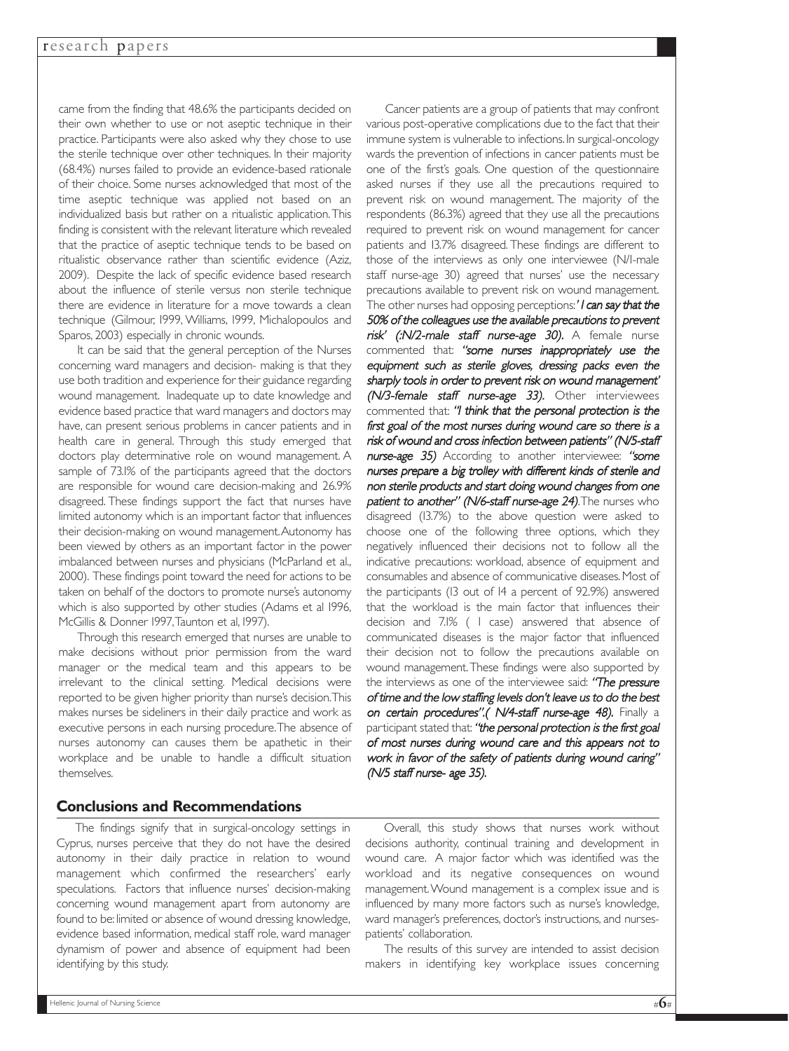came from the finding that 48.6% the participants decided on their own whether to use or not aseptic technique in their practice. Participants were also asked why they chose to use the sterile technique over other techniques. In their majority (68.4%) nurses failed to provide an evidence-based rationale of their choice. Some nurses acknowledged that most of the time aseptic technique was applied not based on an individualized basis but rather on a ritualistic application. This finding is consistent with the relevant literature which revealed that the practice of aseptic technique tends to be based on ritualistic observance rather than scientific evidence (Aziz, 2009). Despite the lack of specific evidence based research about the influence of sterile versus non sterile technique there are evidence in literature for a move towards a clean technique (Gilmour, 1999, Williams, 1999, Michalopoulos and Sparos, 2003) especially in chronic wounds.

It can be said that the general perception of the Nurses concerning ward managers and decision- making is that they use both tradition and experience for their guidance regarding wound management. Inadequate up to date knowledge and evidence based practice that ward managers and doctors may have, can present serious problems in cancer patients and in health care in general. Through this study emerged that doctors play determinative role on wound management. A sample of 73.1% of the participants agreed that the doctors are responsible for wound care decision-making and 26.9% disagreed. These findings support the fact that nurses have limited autonomy which is an important factor that influences their decision-making on wound management. Autonomy has been viewed by others as an important factor in the power imbalanced between nurses and physicians (McParland et al., 2000). These findings point toward the need for actions to be taken on behalf of the doctors to promote nurse's autonomy which is also supported by other studies (Adams et al 1996, McGillis & Donner 1997, Taunton et al, 1997).

Through this research emerged that nurses are unable to make decisions without prior permission from the ward manager or the medical team and this appears to be irrelevant to the clinical setting. Medical decisions were reported to be given higher priority than nurse's decision. This makes nurses be sideliners in their daily practice and work as executive persons in each nursing procedure. The absence of nurses autonomy can causes them be apathetic in their workplace and be unable to handle a difficult situation themselves.

Cancer patients are a group of patients that may confront various post-operative complications due to the fact that their immune system is vulnerable to infections. In surgical-oncology wards the prevention of infections in cancer patients must be one of the first's goals. One question of the questionnaire asked nurses if they use all the precautions required to prevent risk on wound management. The majority of the respondents (86.3%) agreed that they use all the precautions required to prevent risk on wound management for cancer patients and 13.7% disagreed. These findings are different to those of the interviews as only one interviewee (N/1-male staff nurse-age 30) agreed that nurses' use the necessary precautions available to prevent risk on wound management. The other nurses had opposing perceptions: ***'I can say that the 50% of the colleagues use the available precautions to prevent risk' (:N/2-male staff nurse-age 30).*** A female nurse commented that: ***"some nurses inappropriately use the equipment such as sterile gloves, dressing packs even the sharply tools in order to prevent risk on wound management' (N/3-female staff nurse-age 33).*** Other interviewees commented that: ***"I think that the personal protection is the first goal of the most nurses during wound care so there is a risk of wound and cross infection between patients" (N/5-staff nurse-age 35)*** According to another interviewee: ***"some nurses prepare a big trolley with different kinds of sterile and non sterile products and start doing wound changes from one patient to another" (N/6-staff nurse-age 24).*** The nurses who disagreed (13.7%) to the above question were asked to choose one of the following three options, which they negatively influenced their decisions not to follow all the indicative precautions: workload, absence of equipment and consumables and absence of communicative diseases. Most of the participants (13 out of 14 a percent of 92.9%) answered that the workload is the main factor that influences their decision and 7.1% ( 1 case) answered that absence of communicated diseases is the major factor that influenced their decision not to follow the precautions available on wound management. These findings were also supported by the interviews as one of the interviewee said: ***"The pressure of time and the low staffing levels don't leave us to do the best on certain procedures".( N/4-staff nurse-age 48).*** Finally a participant stated that: ***"the personal protection is the first goal of most nurses during wound care and this appears not to work in favor of the safety of patients during wound caring" (N/5 staff nurse- age 35).***

## Conclusions and Recommendations

The findings signify that in surgical-oncology settings in Cyprus, nurses perceive that they do not have the desired autonomy in their daily practice in relation to wound management which confirmed the researchers' early speculations. Factors that influence nurses' decision-making concerning wound management apart from autonomy are found to be: limited or absence of wound dressing knowledge, evidence based information, medical staff role, ward manager dynamism of power and absence of equipment had been identifying by this study.

Overall, this study shows that nurses work without decisions authority, continual training and development in wound care. A major factor which was identified was the workload and its negative consequences on wound management. Wound management is a complex issue and is influenced by many more factors such as nurse's knowledge, ward manager's preferences, doctor's instructions, and nurses-patients' collaboration.

The results of this survey are intended to assist decision makers in identifying key workplace issues concerning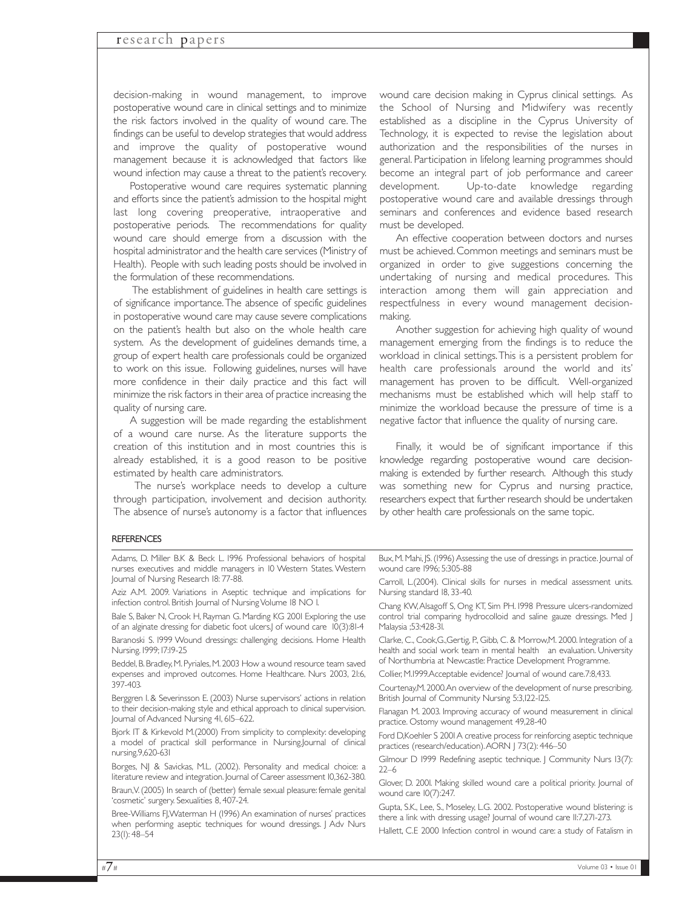decision-making in wound management, to improve postoperative wound care in clinical settings and to minimize the risk factors involved in the quality of wound care. The findings can be useful to develop strategies that would address and improve the quality of postoperative wound management because it is acknowledged that factors like wound infection may cause a threat to the patient's recovery.

Postoperative wound care requires systematic planning and efforts since the patient's admission to the hospital might last long covering preoperative, intraoperative and postoperative periods. The recommendations for quality wound care should emerge from a discussion with the hospital administrator and the health care services (Ministry of Health). People with such leading posts should be involved in the formulation of these recommendations.

The establishment of guidelines in health care settings is of significance importance. The absence of specific guidelines in postoperative wound care may cause severe complications on the patient's health but also on the whole health care system. As the development of guidelines demands time, a group of expert health care professionals could be organized to work on this issue. Following guidelines, nurses will have more confidence in their daily practice and this fact will minimize the risk factors in their area of practice increasing the quality of nursing care.

A suggestion will be made regarding the establishment of a wound care nurse. As the literature supports the creation of this institution and in most countries this is already established, it is a good reason to be positive estimated by health care administrators.

The nurse's workplace needs to develop a culture through participation, involvement and decision authority. The absence of nurse's autonomy is a factor that influences wound care decision making in Cyprus clinical settings. As the School of Nursing and Midwifery was recently established as a discipline in the Cyprus University of Technology, it is expected to revise the legislation about authorization and the responsibilities of the nurses in general. Participation in lifelong learning programmes should become an integral part of job performance and career development. Up-to-date knowledge regarding postoperative wound care and available dressings through seminars and conferences and evidence based research must be developed.

An effective cooperation between doctors and nurses must be achieved. Common meetings and seminars must be organized in order to give suggestions concerning the undertaking of nursing and medical procedures. This interaction among them will gain appreciation and respectfulness in every wound management decision-making.

Another suggestion for achieving high quality of wound management emerging from the findings is to reduce the workload in clinical settings. This is a persistent problem for health care professionals around the world and its' management has proven to be difficult. Well-organized mechanisms must be established which will help staff to minimize the workload because the pressure of time is a negative factor that influence the quality of nursing care.

Finally, it would be of significant importance if this knowledge regarding postoperative wound care decision-making is extended by further research. Although this study was something new for Cyprus and nursing practice, researchers expect that further research should be undertaken by other health care professionals on the same topic.

## REFERENCES

Adams, D. Miller B.K & Beck L. 1996 Professional behaviors of hospital nurses executives and middle managers in 10 Western States. Western Journal of Nursing Research 18: 77-88.

Aziz A.M. 2009. Variations in Aseptic technique and implications for infection control. British Journal of Nursing Volume 18 NO 1.

Bale S, Baker N, Crook H, Rayman G. Marding KG 2001 Exploring the use of an alginate dressing for diabetic foot ulcers.J of wound care 10(3):81-4

Baranoski S. 1999 Wound dressings: challenging decisions. Home Health Nursing. 1999; 17:19-25

Beddel, B. Bradley, M. Pyriales, M. 2003 How a wound resource team saved expenses and improved outcomes. Home Healthcare. Nurs 2003, 21:6, 397-403.

Berggren I. & Severinsson E. (2003) Nurse supervisors' actions in relation to their decision-making style and ethical approach to clinical supervision. Journal of Advanced Nursing 41, 615–622.

Bjork IT & Kirkevold M.(2000) From simplicity to complexity: developing a model of practical skill performance in Nursing.Journal of clinical nursing.9,620-631

Borges, NJ & Savickas, M.L. (2002). Personality and medical choice: a literature review and integration. Journal of Career assessment 10,362-380.

Braun,V. (2005) In search of (better) female sexual pleasure: female genital 'cosmetic' surgery. Sexualities 8, 407-24.

Bree-Williams FJ,Waterman H (1996) An examination of nurses' practices when performing aseptic techniques for wound dressings. J Adv Nurs 23(1): 48–54

Bux, M. Mahi, JS. (1996) Assessing the use of dressings in practice. Journal of wound care 1996; 5:305-88

Carroll, L.(2004). Clinical skills for nurses in medical assessment units. Nursing standard 18, 33-40.

Chang KW, Alsagoff S, Ong KT, Sim PH. 1998 Pressure ulcers-randomized control trial comparing hydrocolloid and saline gauze dressings. Med J Malaysia ;53:428-31.

Clarke, C., Cook,G., Gertig, P., Gibb, C. & Morrow,M. 2000. Integration of a health and social work team in mental health an evaluation. University of Northumbria at Newcastle: Practice Development Programme.

Collier, M.1999.Acceptable evidence? Journal of wound care.7:8,433.

Courtenay,M. 2000.An overview of the development of nurse prescribing. British Journal of Community Nursing 5:3,122-125.

Flanagan M. 2003. Improving accuracy of wound measurement in clinical practice. Ostomy wound management 49,28-40

Ford D,Koehler S 2001 A creative process for reinforcing aseptic technique practices (research/education). AORN J 73(2): 446–50

Gilmour D 1999 Redefining aseptic technique. J Community Nurs 13(7): 22–6

Glover, D. 2001. Making skilled wound care a political priority. Journal of wound care 10(7):247.

Gupta, S.K., Lee, S., Moseley, L.G. 2002. Postoperative wound blistering: is there a link with dressing usage? Journal of wound care 11:7,271-273.

Hallett, C.E 2000 Infection control in wound care: a study of Fatalism in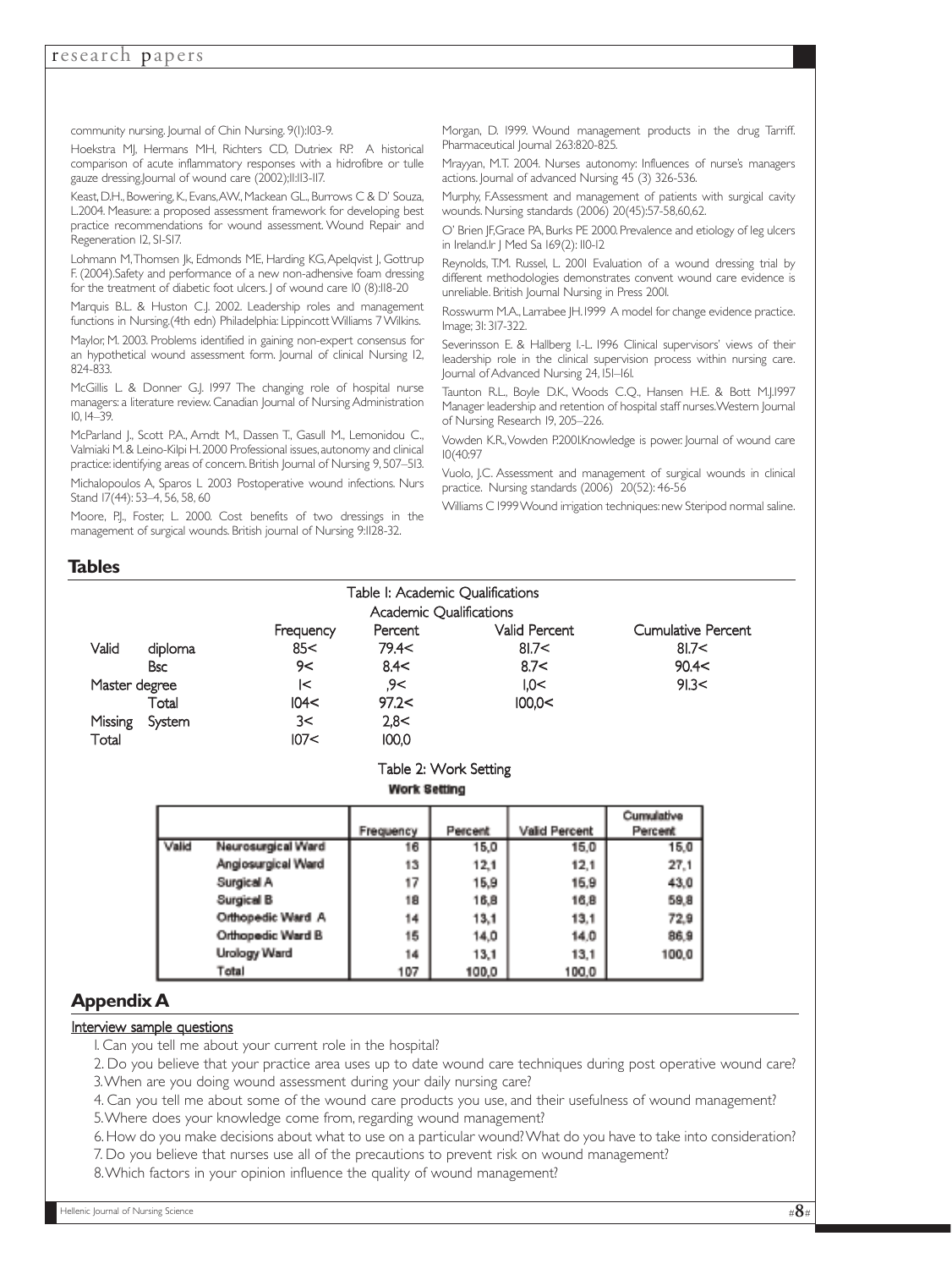community nursing. Journal of Chin Nursing. 9(1):103-9.

Hoekstra MJ, Hermans MH, Richters CD, Dutriex RP. A historical comparison of acute inflammatory responses with a hidrofibre or tulle gauze dressing.Journal of wound care (2002);11:113-117.

Keast, D.H., Bowering, K., Evans, A.W., Mackean GL., Burrows C & D' Souza, L.2004. Measure: a proposed assessment framework for developing best practice recommendations for wound assessment. Wound Repair and Regeneration 12, S1-S17.

Lohmann M, Thomsen Jk, Edmonds ME, Harding KG, Apelqvist J, Gottrup F. (2004).Safety and performance of a new non-adhesive foam dressing for the treatment of diabetic foot ulcers. J of wound care 10 (8):118-20

Marquis B.L. & Huston C.J. 2002. Leadership roles and management functions in Nursing.(4th edn) Philadelphia: Lippincott Williams 7 Wilkins.

Maylor, M. 2003. Problems identified in gaining non-expert consensus for an hypothetical wound assessment form. Journal of clinical Nursing 12, 824-833.

McGillis L. & Donner G.J. 1997 The changing role of hospital nurse managers: a literature review. Canadian Journal of Nursing Administration 10, 14–39.

McParland J., Scott P.A., Arndt M., Dassen T., Gasull M., Lemonidou C., Valmiaki M. & Leino-Kilpi H. 2000 Professional issues, autonomy and clinical practice: identifying areas of concern. British Journal of Nursing 9, 507–513.

Michalopoulos A, Sparos L 2003 Postoperative wound infections. Nurs Stand 17(44): 53–4, 56, 58, 60

Moore, P.J., Foster, L. 2000. Cost benefits of two dressings in the management of surgical wounds. British journal of Nursing 9:1128-32.

Morgan, D. 1999. Wound management products in the drug Tarriff. Pharmaceutical Journal 263:820-825.

Mrayyan, M.T. 2004. Nurses autonomy: Influences of nurse's managers actions. Journal of advanced Nursing 45 (3) 326-536.

Murphy, F.Assessment and management of patients with surgical cavity wounds. Nursing standards (2006) 20(45):57-58,60,62.

O' Brien JF,Grace PA, Burks PE 2000. Prevalence and etiology of leg ulcers in Ireland.Ir J Med Sa 169(2): 110-12

Reynolds, T.M. Russel, L. 2001 Evaluation of a wound dressing trial by different methodologies demonstrates convent wound care evidence is unreliable. British Journal Nursing in Press 2001.

Rosswurm M.A., Larrabee JH. 1999 A model for change evidence practice. Image; 31: 317-322.

Severinsson E. & Hallberg I.-L. 1996 Clinical supervisors' views of their leadership role in the clinical supervision process within nursing care. Journal of Advanced Nursing 24, 151–161.

Taunton R.L., Boyle D.K., Woods C.Q., Hansen H.E. & Bott M.J.1997 Manager leadership and retention of hospital staff nurses. Western Journal of Nursing Research 19, 205–226.

Vowden K.R., Vowden P.2001.Knowledge is power. Journal of wound care 10(40:97

Vuolo, J.C. Assessment and management of surgical wounds in clinical practice. Nursing standards (2006) 20(52): 46-56

Williams C 1999 Wound irrigation techniques: new Steripod normal saline.

## Tables

Table 1: Academic Qualifications

| Academic Qualifications | | Frequency | Percent | Valid Percent | Cumulative Percent |
|---|---|---|---|---|---|
| Valid | diploma | 85< | 79.4< | 81.7< | 81.7< |
| | Bsc | 9< | 8.4< | 8.7< | 90.4< |
| Master degree | | 1< | ,9< | 1,0< | 91.3< |
| | Total | 104< | 97.2< | 100,0< | |
| Missing | System | 3< | 2,8< | | |
| Total | | 107< | 100,0 | | |

Table 2: Work Setting

| Work Setting | | Frequency | Percent | Valid Percent | Cumulative Percent |
|---|---|---|---|---|---|
| Valid | Neurosurgical Ward | 16 | 15,0 | 15,0 | 15,0 |
| | Angiosurgical Ward | 13 | 12,1 | 12,1 | 27,1 |
| | Surgical A | 17 | 15,9 | 15,9 | 43,0 |
| | Surgical B | 18 | 16,8 | 16,8 | 59,8 |
| | Orthopedic Ward A | 14 | 13,1 | 13,1 | 72,9 |
| | Orthopedic Ward B | 15 | 14,0 | 14,0 | 86,9 |
| | Urology Ward | 14 | 13,1 | 13,1 | 100,0 |
| | Total | 107 | 100,0 | 100,0 | |

## Appendix A

Interview sample questions

1. Can you tell me about your current role in the hospital?
2. Do you believe that your practice area uses up to date wound care techniques during post operative wound care?
3. When are you doing wound assessment during your daily nursing care?
4. Can you tell me about some of the wound care products you use, and their usefulness of wound management?
5. Where does your knowledge come from, regarding wound management?
6. How do you make decisions about what to use on a particular wound? What do you have to take into consideration?
7. Do you believe that nurses use all of the precautions to prevent risk on wound management?
8. Which factors in your opinion influence the quality of wound management?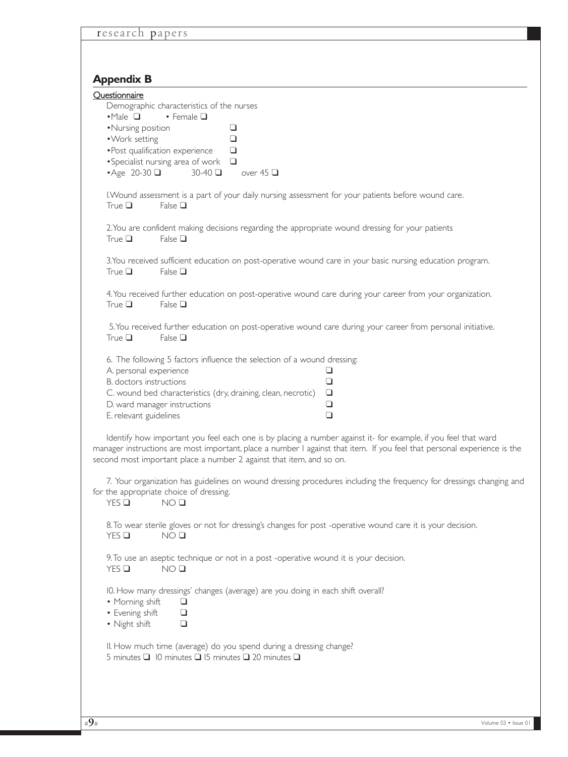## Appendix B

Questionnaire

Demographic characteristics of the nurses

- Male ❑ • Female ❑
- Nursing position ❑
- Work setting ❑
- Post qualification experience ❑
- Specialist nursing area of work ❑
- Age 20-30 ❑ 30-40 ❑ over 45 ❑

1.Wound assessment is a part of your daily nursing assessment for your patients before wound care.
True ❑ False ❑

2.You are confident making decisions regarding the appropriate wound dressing for your patients
True ❑ False ❑

3.You received sufficient education on post-operative wound care in your basic nursing education program.
True ❑ False ❑

4.You received further education on post-operative wound care during your career from your organization.
True ❑ False ❑

5.You received further education on post-operative wound care during your career from personal initiative.
True ❑ False ❑

6. The following 5 factors influence the selection of a wound dressing:

A. personal experience ❑
B. doctors instructions ❑
C. wound bed characteristics (dry, draining, clean, necrotic) ❑
D. ward manager instructions ❑
E. relevant guidelines ❑

Identify how important you feel each one is by placing a number against it- for example, if you feel that ward manager instructions are most important, place a number 1 against that item. If you feel that personal experience is the second most important place a number 2 against that item, and so on.

7. Your organization has guidelines on wound dressing procedures including the frequency for dressings changing and for the appropriate choice of dressing.
YES ❑ NO ❑

8.To wear sterile gloves or not for dressing's changes for post -operative wound care it is your decision.
YES ❑ NO ❑

9.To use an aseptic technique or not in a post -operative wound it is your decision.
YES ❑ NO ❑

10. How many dressings' changes (average) are you doing in each shift overall?

- Morning shift ❑
- Evening shift ❑
- Night shift ❑

11. How much time (average) do you spend during a dressing change?
5 minutes ❑ 10 minutes ❑ 15 minutes ❑ 20 minutes ❑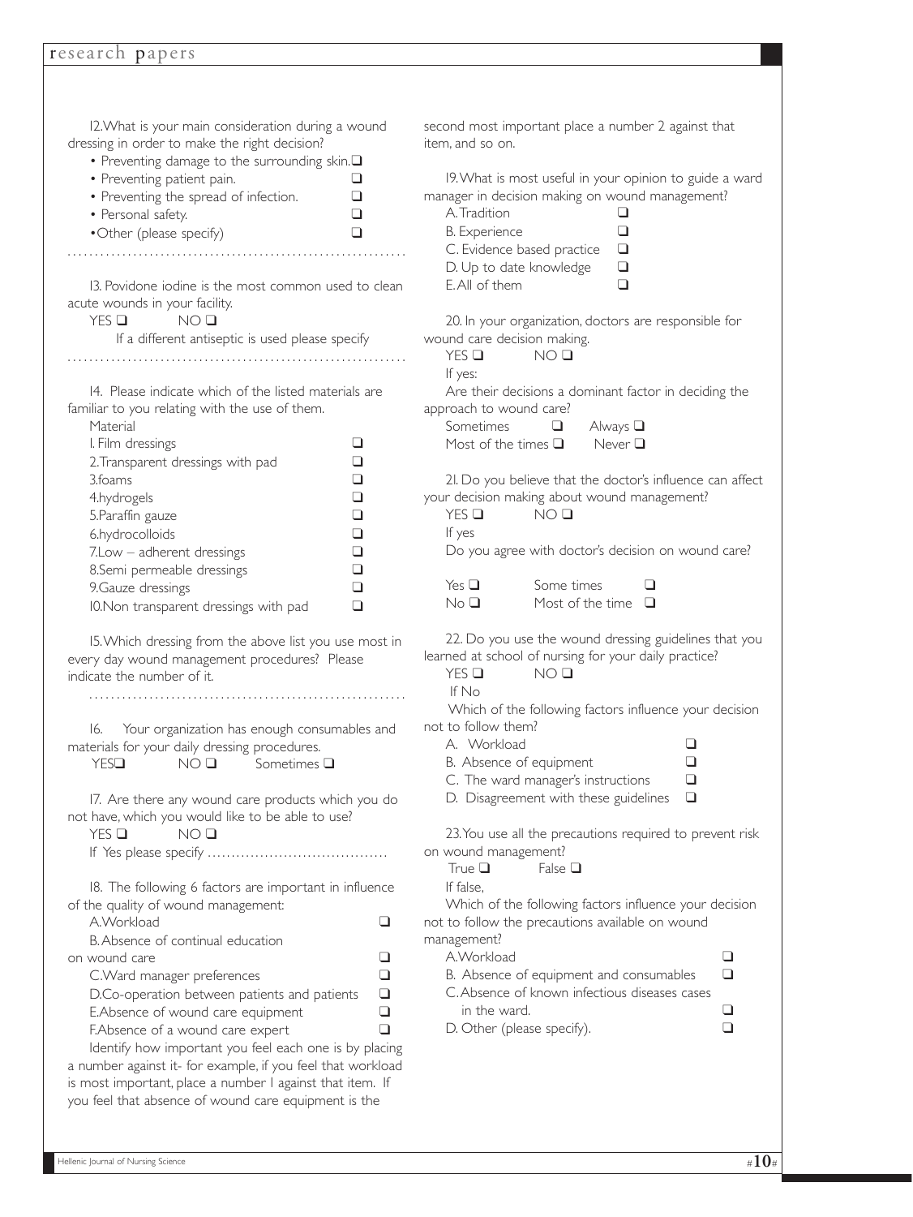12. What is your main consideration during a wound dressing in order to make the right decision?

- Preventing damage to the surrounding skin. ❑
- Preventing patient pain. ❑
- Preventing the spread of infection. ❑
- Personal safety. ❑
- Other (please specify) ❑

...............................................................

13. Povidone iodine is the most common used to clean acute wounds in your facility.

YES ❑ NO ❑

If a different antiseptic is used please specify

...............................................................

14. Please indicate which of the listed materials are familiar to you relating with the use of them.

Material

1. Film dressings ❑
2. Transparent dressings with pad ❑
3. foams ❑
4. hydrogels ❑
5. Paraffin gauze ❑
6. hydrocolloids ❑
7. Low – adherent dressings ❑
8. Semi permeable dressings ❑
9. Gauze dressings ❑
10. Non transparent dressings with pad ❑

15. Which dressing from the above list you use most in every day wound management procedures? Please indicate the number of it.

...............................................................

16. Your organization has enough consumables and materials for your daily dressing procedures.

YES❑ NO ❑ Sometimes ❑

17. Are there any wound care products which you do not have, which you would like to be able to use?

YES ❑ NO ❑

If Yes please specify ........................................

18. The following 6 factors are important in influence of the quality of wound management:

A. Workload ❑
B. Absence of continual education on wound care ❑
C. Ward manager preferences ❑
D. Co-operation between patients and patients ❑
E. Absence of wound care equipment ❑
F. Absence of a wound care expert ❑

Identify how important you feel each one is by placing a number against it- for example, if you feel that workload is most important, place a number 1 against that item. If you feel that absence of wound care equipment is the second most important place a number 2 against that item, and so on.

19. What is most useful in your opinion to guide a ward manager in decision making on wound management?

A. Tradition ❑
B. Experience ❑
C. Evidence based practice ❑
D. Up to date knowledge ❑
E. All of them ❑

20. In your organization, doctors are responsible for wound care decision making.

YES ❑ NO ❑

If yes:

Are their decisions a dominant factor in deciding the approach to wound care?

Sometimes ❑ Always ❑
Most of the times ❑ Never ❑

21. Do you believe that the doctor's influence can affect your decision making about wound management?

YES ❑ NO ❑

If yes

Do you agree with doctor's decision on wound care?

Yes ❑ Some times ❑
No ❑ Most of the time ❑

22. Do you use the wound dressing guidelines that you learned at school of nursing for your daily practice?

YES ❑ NO ❑

If No

Which of the following factors influence your decision not to follow them?

A. Workload ❑
B. Absence of equipment ❑
C. The ward manager's instructions ❑
D. Disagreement with these guidelines ❑

23. You use all the precautions required to prevent risk on wound management?

True ❑ False ❑

If false,

Which of the following factors influence your decision not to follow the precautions available on wound management?

A. Workload ❑
B. Absence of equipment and consumables ❑
C. Absence of known infectious diseases cases in the ward. ❑
D. Other (please specify). ❑